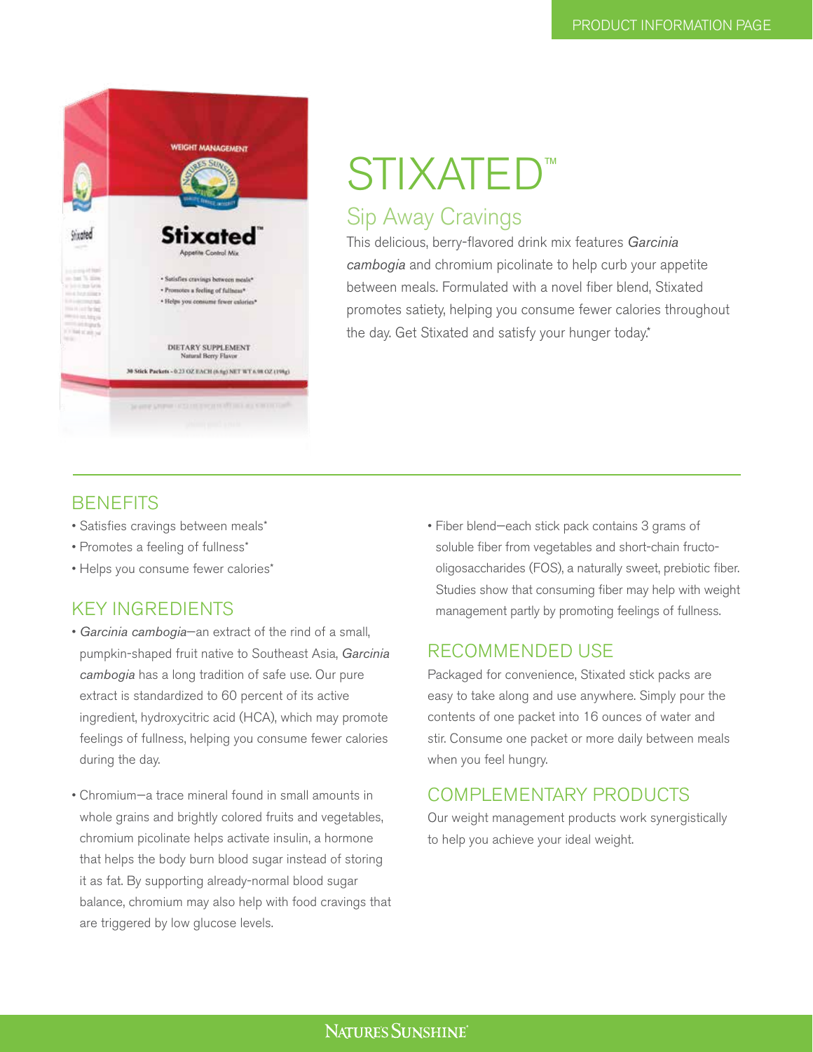PRODUCT INFORMATION PAGE

# STIXATED™

## Sip Away Cravings

This delicious, berry-flavored drink mix features *Garcinia cambogia* and chromium picolinate to help curb your appetite between meals. Formulated with a novel fiber blend, Stixated promotes satiety, helping you consume fewer calories throughout the day. Get Stixated and satisfy your hunger today.*

## BENEFITS

- Satisfies cravings between meals*
- Promotes a feeling of fullness*
- Helps you consume fewer calories*

## KEY INGREDIENTS

- *Garcinia cambogia*—an extract of the rind of a small, pumpkin-shaped fruit native to Southeast Asia, *Garcinia cambogia* has a long tradition of safe use. Our pure extract is standardized to 60 percent of its active ingredient, hydroxycitric acid (HCA), which may promote feelings of fullness, helping you consume fewer calories during the day.

- Chromium—a trace mineral found in small amounts in whole grains and brightly colored fruits and vegetables, chromium picolinate helps activate insulin, a hormone that helps the body burn blood sugar instead of storing it as fat. By supporting already-normal blood sugar balance, chromium may also help with food cravings that are triggered by low glucose levels.

- Fiber blend—each stick pack contains 3 grams of soluble fiber from vegetables and short-chain fructo-oligosaccharides (FOS), a naturally sweet, prebiotic fiber. Studies show that consuming fiber may help with weight management partly by promoting feelings of fullness.

## RECOMMENDED USE

Packaged for convenience, Stixated stick packs are easy to take along and use anywhere. Simply pour the contents of one packet into 16 ounces of water and stir. Consume one packet or more daily between meals when you feel hungry.

## COMPLEMENTARY PRODUCTS

Our weight management products work synergistically to help you achieve your ideal weight.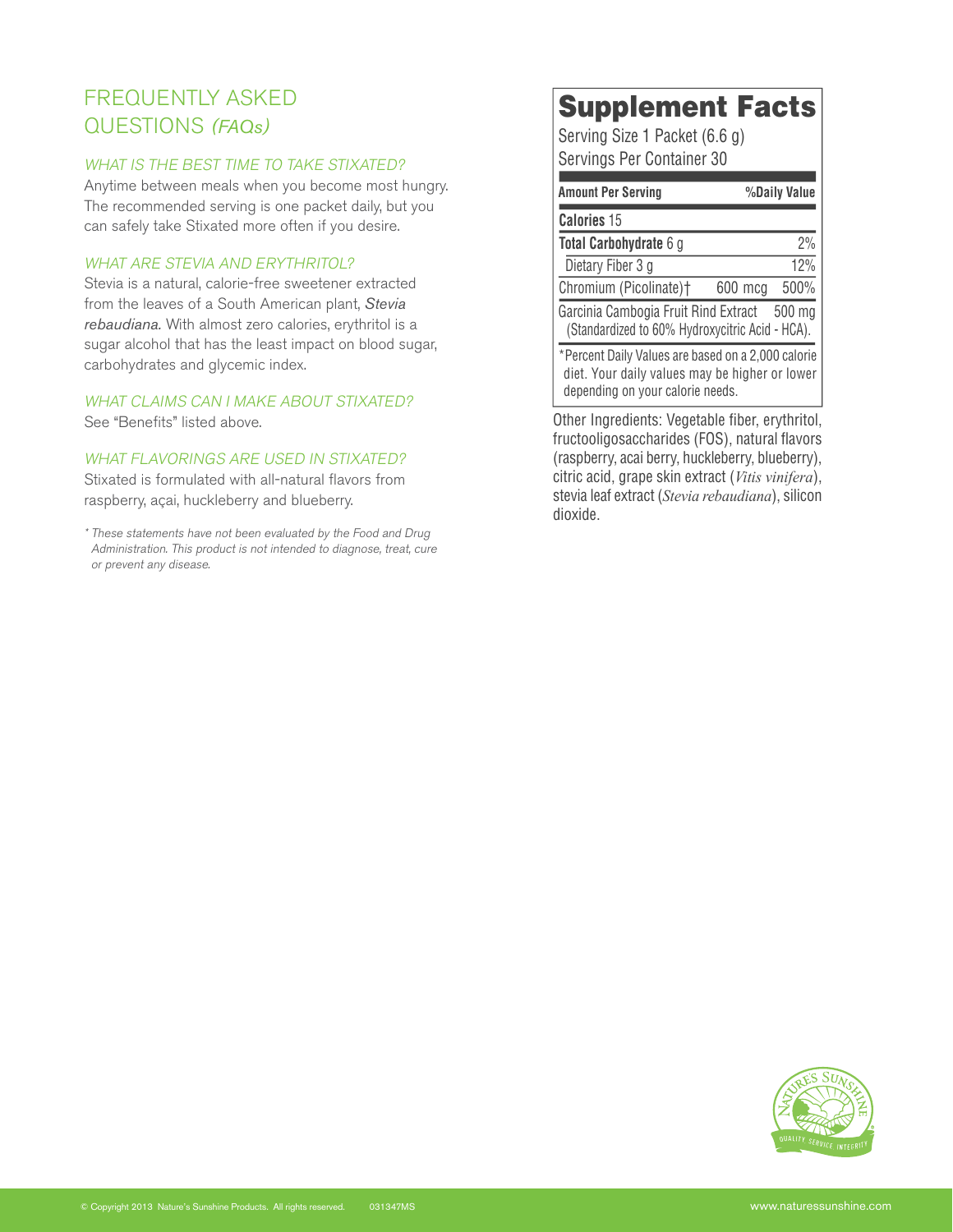## FREQUENTLY ASKED QUESTIONS *(FAQs)*

### *WHAT IS THE BEST TIME TO TAKE STIXATED?*

Anytime between meals when you become most hungry. The recommended serving is one packet daily, but you can safely take Stixated more often if you desire.

### *WHAT ARE STEVIA AND ERYTHRITOL?*

Stevia is a natural, calorie-free sweetener extracted from the leaves of a South American plant, *Stevia rebaudiana.* With almost zero calories, erythritol is a sugar alcohol that has the least impact on blood sugar, carbohydrates and glycemic index.

### *WHAT CLAIMS CAN I MAKE ABOUT STIXATED?*

See "Benefits" listed above.

### *WHAT FLAVORINGS ARE USED IN STIXATED?*

Stixated is formulated with all-natural flavors from raspberry, açai, huckleberry and blueberry.

*\* These statements have not been evaluated by the Food and Drug Administration. This product is not intended to diagnose, treat, cure or prevent any disease.*

## Supplement Facts

Serving Size 1 Packet (6.6 g)
Servings Per Container 30

| Amount Per Serving | | %Daily Value |
|---|---|---|
| **Calories** 15 | | |
| **Total Carbohydrate** 6 g | | 2% |
| Dietary Fiber 3 g | | 12% |
| Chromium (Picolinate)† | 600 mcg | 500% |
| Garcinia Cambogia Fruit Rind Extract (Standardized to 60% Hydroxycitric Acid - HCA). | 500 mg | |

\*Percent Daily Values are based on a 2,000 calorie diet. Your daily values may be higher or lower depending on your calorie needs.

Other Ingredients: Vegetable fiber, erythritol, fructooligosaccharides (FOS), natural flavors (raspberry, acai berry, huckleberry, blueberry), citric acid, grape skin extract (*Vitis vinifera*), stevia leaf extract (*Stevia rebaudiana*), silicon dioxide.

© Copyright 2013 Nature's Sunshine Products. All rights reserved. 031347MS

www.naturessunshine.com